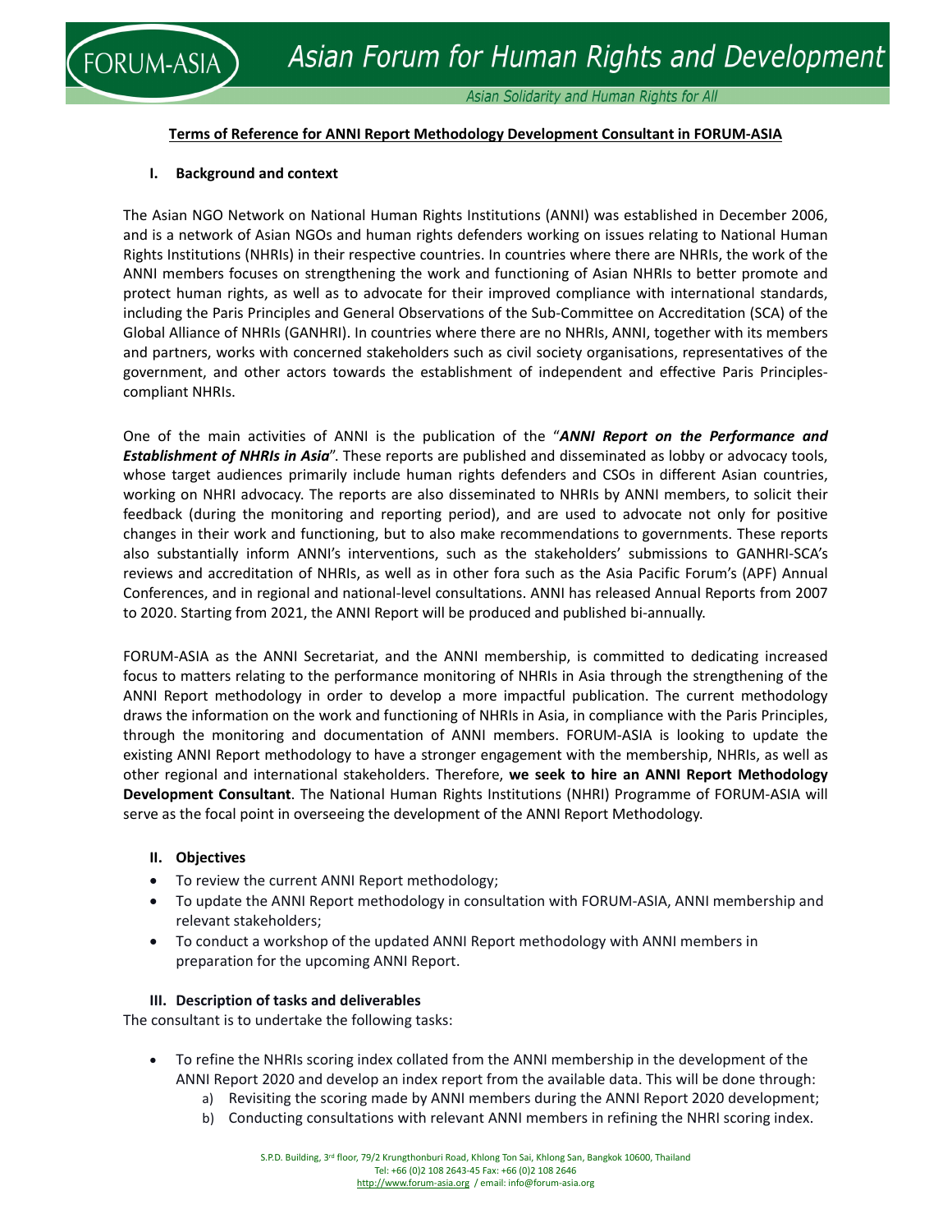**Terms of Reference for ANNI Report Methodology Development Consultant in FORUM-ASIA**

## I. Background and context

The Asian NGO Network on National Human Rights Institutions (ANNI) was established in December 2006, and is a network of Asian NGOs and human rights defenders working on issues relating to National Human Rights Institutions (NHRIs) in their respective countries. In countries where there are NHRIs, the work of the ANNI members focuses on strengthening the work and functioning of Asian NHRIs to better promote and protect human rights, as well as to advocate for their improved compliance with international standards, including the Paris Principles and General Observations of the Sub-Committee on Accreditation (SCA) of the Global Alliance of NHRIs (GANHRI). In countries where there are no NHRIs, ANNI, together with its members and partners, works with concerned stakeholders such as civil society organisations, representatives of the government, and other actors towards the establishment of independent and effective Paris Principles-compliant NHRIs.

One of the main activities of ANNI is the publication of the "***ANNI Report on the Performance and Establishment of NHRIs in Asia***". These reports are published and disseminated as lobby or advocacy tools, whose target audiences primarily include human rights defenders and CSOs in different Asian countries, working on NHRI advocacy. The reports are also disseminated to NHRIs by ANNI members, to solicit their feedback (during the monitoring and reporting period), and are used to advocate not only for positive changes in their work and functioning, but to also make recommendations to governments. These reports also substantially inform ANNI's interventions, such as the stakeholders' submissions to GANHRI-SCA's reviews and accreditation of NHRIs, as well as in other fora such as the Asia Pacific Forum's (APF) Annual Conferences, and in regional and national-level consultations. ANNI has released Annual Reports from 2007 to 2020. Starting from 2021, the ANNI Report will be produced and published bi-annually.

FORUM-ASIA as the ANNI Secretariat, and the ANNI membership, is committed to dedicating increased focus to matters relating to the performance monitoring of NHRIs in Asia through the strengthening of the ANNI Report methodology in order to develop a more impactful publication. The current methodology draws the information on the work and functioning of NHRIs in Asia, in compliance with the Paris Principles, through the monitoring and documentation of ANNI members. FORUM-ASIA is looking to update the existing ANNI Report methodology to have a stronger engagement with the membership, NHRIs, as well as other regional and international stakeholders. Therefore, **we seek to hire an ANNI Report Methodology Development Consultant**. The National Human Rights Institutions (NHRI) Programme of FORUM-ASIA will serve as the focal point in overseeing the development of the ANNI Report Methodology.

## II. Objectives

- To review the current ANNI Report methodology;
- To update the ANNI Report methodology in consultation with FORUM-ASIA, ANNI membership and relevant stakeholders;
- To conduct a workshop of the updated ANNI Report methodology with ANNI members in preparation for the upcoming ANNI Report.

## III. Description of tasks and deliverables

The consultant is to undertake the following tasks:

- To refine the NHRIs scoring index collated from the ANNI membership in the development of the ANNI Report 2020 and develop an index report from the available data. This will be done through:
    a) Revisiting the scoring made by ANNI members during the ANNI Report 2020 development;
    b) Conducting consultations with relevant ANNI members in refining the NHRI scoring index.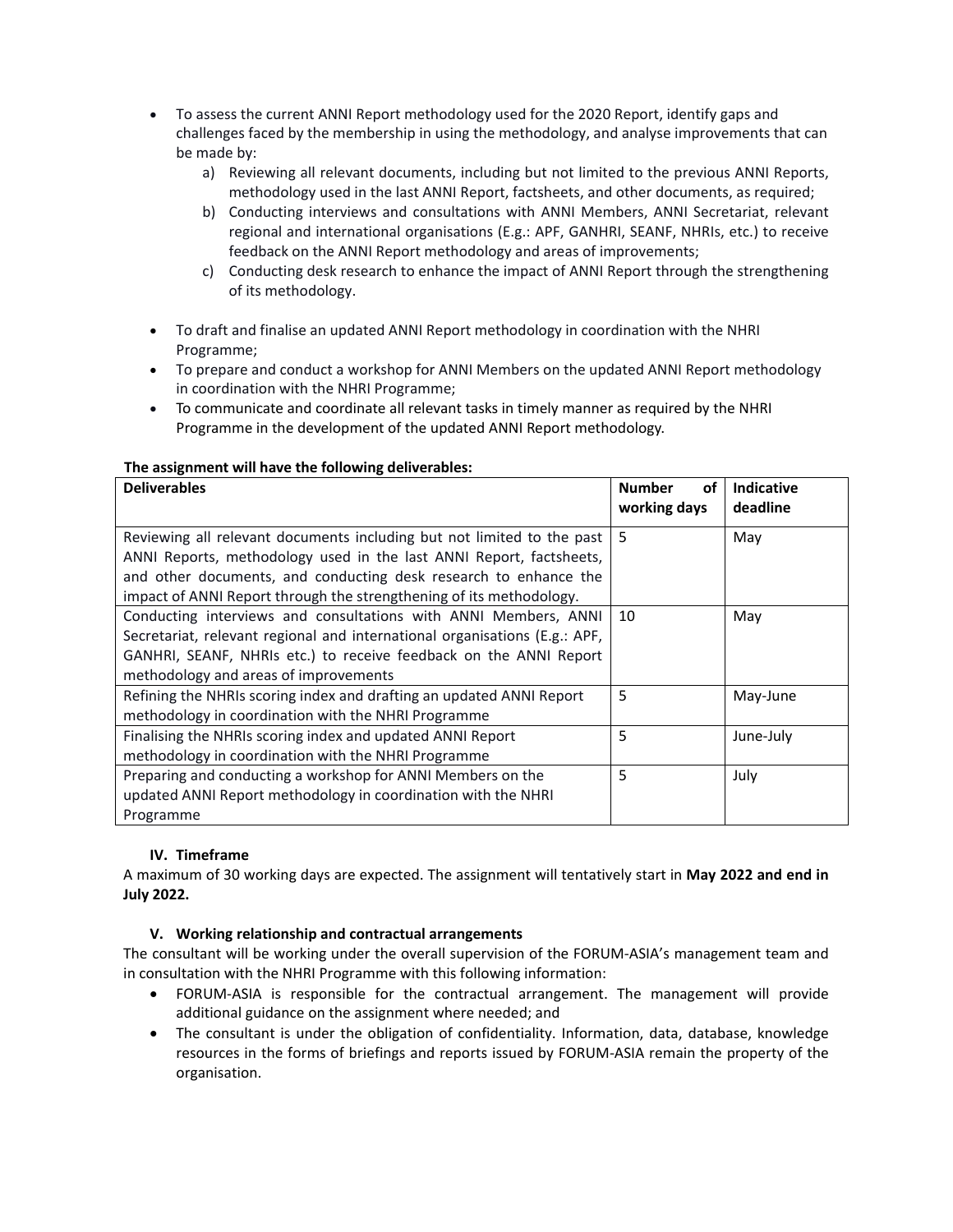- To assess the current ANNI Report methodology used for the 2020 Report, identify gaps and challenges faced by the membership in using the methodology, and analyse improvements that can be made by:
    a) Reviewing all relevant documents, including but not limited to the previous ANNI Reports, methodology used in the last ANNI Report, factsheets, and other documents, as required;
    b) Conducting interviews and consultations with ANNI Members, ANNI Secretariat, relevant regional and international organisations (E.g.: APF, GANHRI, SEANF, NHRIs, etc.) to receive feedback on the ANNI Report methodology and areas of improvements;
    c) Conducting desk research to enhance the impact of ANNI Report through the strengthening of its methodology.
- To draft and finalise an updated ANNI Report methodology in coordination with the NHRI Programme;
- To prepare and conduct a workshop for ANNI Members on the updated ANNI Report methodology in coordination with the NHRI Programme;
- To communicate and coordinate all relevant tasks in timely manner as required by the NHRI Programme in the development of the updated ANNI Report methodology.

**The assignment will have the following deliverables:**

| Deliverables | Number of working days | Indicative deadline |
|---|---|---|
| Reviewing all relevant documents including but not limited to the past ANNI Reports, methodology used in the last ANNI Report, factsheets, and other documents, and conducting desk research to enhance the impact of ANNI Report through the strengthening of its methodology. | 5 | May |
| Conducting interviews and consultations with ANNI Members, ANNI Secretariat, relevant regional and international organisations (E.g.: APF, GANHRI, SEANF, NHRIs etc.) to receive feedback on the ANNI Report methodology and areas of improvements | 10 | May |
| Refining the NHRIs scoring index and drafting an updated ANNI Report methodology in coordination with the NHRI Programme | 5 | May-June |
| Finalising the NHRIs scoring index and updated ANNI Report methodology in coordination with the NHRI Programme | 5 | June-July |
| Preparing and conducting a workshop for ANNI Members on the updated ANNI Report methodology in coordination with the NHRI Programme | 5 | July |

### IV. Timeframe

A maximum of 30 working days are expected. The assignment will tentatively start in **May 2022 and end in July 2022.**

### V. Working relationship and contractual arrangements

The consultant will be working under the overall supervision of the FORUM-ASIA's management team and in consultation with the NHRI Programme with this following information:

- FORUM-ASIA is responsible for the contractual arrangement. The management will provide additional guidance on the assignment where needed; and
- The consultant is under the obligation of confidentiality. Information, data, database, knowledge resources in the forms of briefings and reports issued by FORUM-ASIA remain the property of the organisation.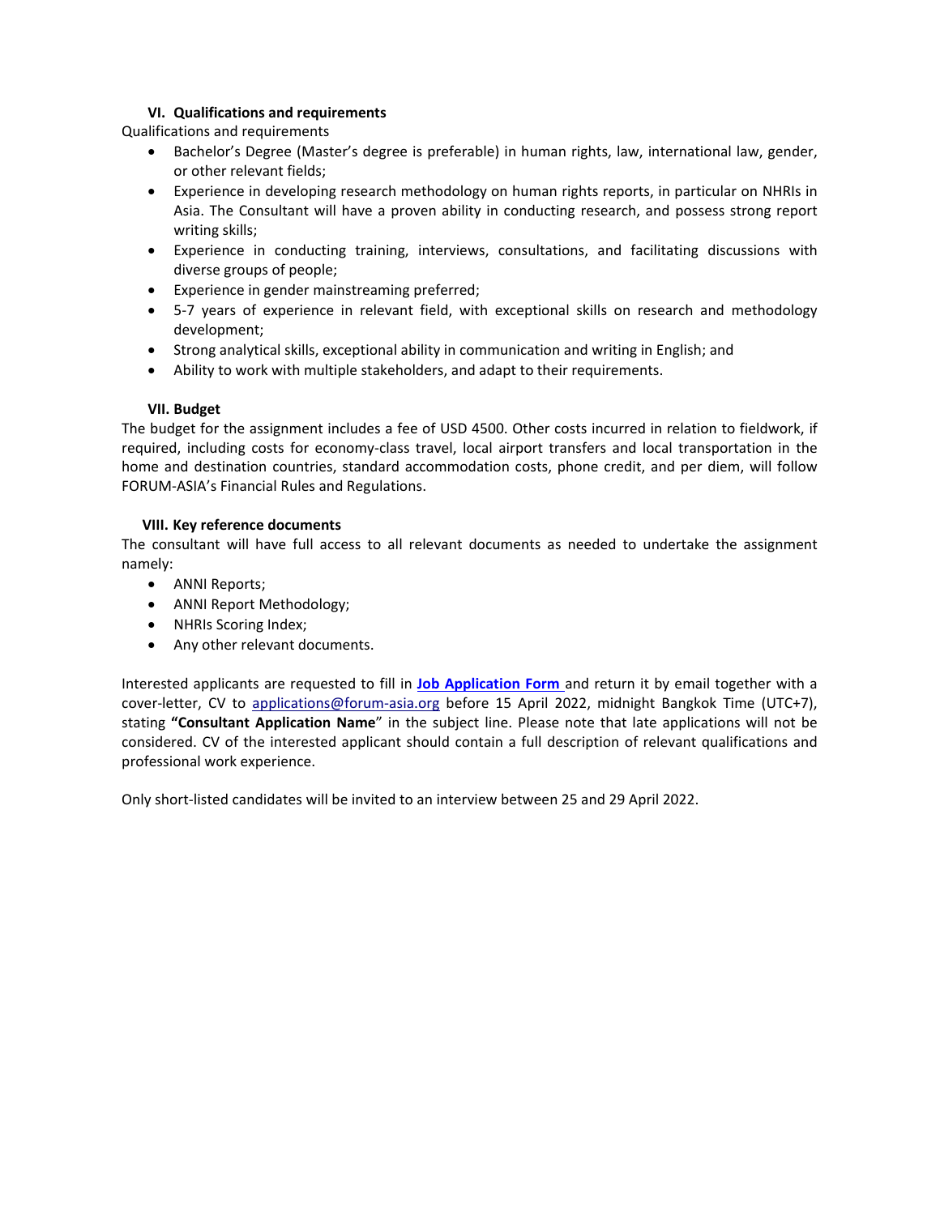## VI. Qualifications and requirements

Qualifications and requirements

- Bachelor's Degree (Master's degree is preferable) in human rights, law, international law, gender, or other relevant fields;
- Experience in developing research methodology on human rights reports, in particular on NHRIs in Asia. The Consultant will have a proven ability in conducting research, and possess strong report writing skills;
- Experience in conducting training, interviews, consultations, and facilitating discussions with diverse groups of people;
- Experience in gender mainstreaming preferred;
- 5-7 years of experience in relevant field, with exceptional skills on research and methodology development;
- Strong analytical skills, exceptional ability in communication and writing in English; and
- Ability to work with multiple stakeholders, and adapt to their requirements.

## VII. Budget

The budget for the assignment includes a fee of USD 4500. Other costs incurred in relation to fieldwork, if required, including costs for economy-class travel, local airport transfers and local transportation in the home and destination countries, standard accommodation costs, phone credit, and per diem, will follow FORUM-ASIA's Financial Rules and Regulations.

## VIII. Key reference documents

The consultant will have full access to all relevant documents as needed to undertake the assignment namely:

- ANNI Reports;
- ANNI Report Methodology;
- NHRIs Scoring Index;
- Any other relevant documents.

Interested applicants are requested to fill in **Job Application Form** and return it by email together with a cover-letter, CV to applications@forum-asia.org before 15 April 2022, midnight Bangkok Time (UTC+7), stating **"Consultant Application Name**" in the subject line. Please note that late applications will not be considered. CV of the interested applicant should contain a full description of relevant qualifications and professional work experience.

Only short-listed candidates will be invited to an interview between 25 and 29 April 2022.